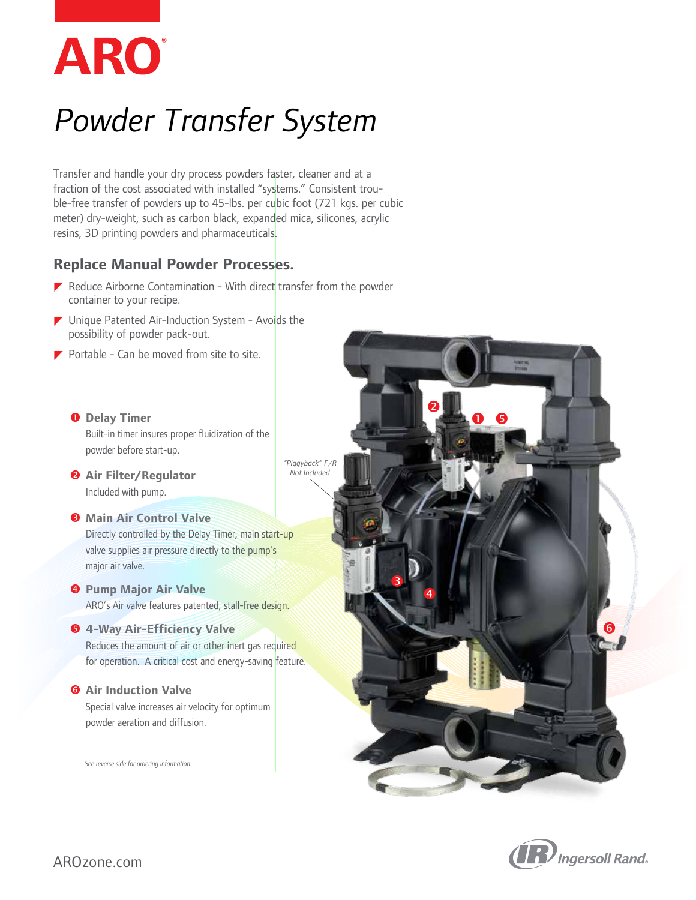# ARO®

# Powder Transfer System

Transfer and handle your dry process powders faster, cleaner and at a fraction of the cost associated with installed "systems." Consistent trouble-free transfer of powders up to 45-lbs. per cubic foot (721 kgs. per cubic meter) dry-weight, such as carbon black, expanded mica, silicones, acrylic resins, 3D printing powders and pharmaceuticals.

## Replace Manual Powder Processes.

- Reduce Airborne Contamination - With direct transfer from the powder container to your recipe.
- Unique Patented Air-Induction System - Avoids the possibility of powder pack-out.
- Portable - Can be moved from site to site.

1. **Delay Timer**
   Built-in timer insures proper fluidization of the powder before start-up.
2. **Air Filter/Regulator**
   Included with pump.
3. **Main Air Control Valve**
   Directly controlled by the Delay Timer, main start-up valve supplies air pressure directly to the pump's major air valve.
4. **Pump Major Air Valve**
   ARO's Air valve features patented, stall-free design.
5. **4-Way Air-Efficiency Valve**
   Reduces the amount of air or other inert gas required for operation. A critical cost and energy-saving feature.
6. **Air Induction Valve**
   Special valve increases air velocity for optimum powder aeration and diffusion.

*"Piggyback" F/R Not Included*

*See reverse side for ordering information.*

AROzone.com

Ingersoll Rand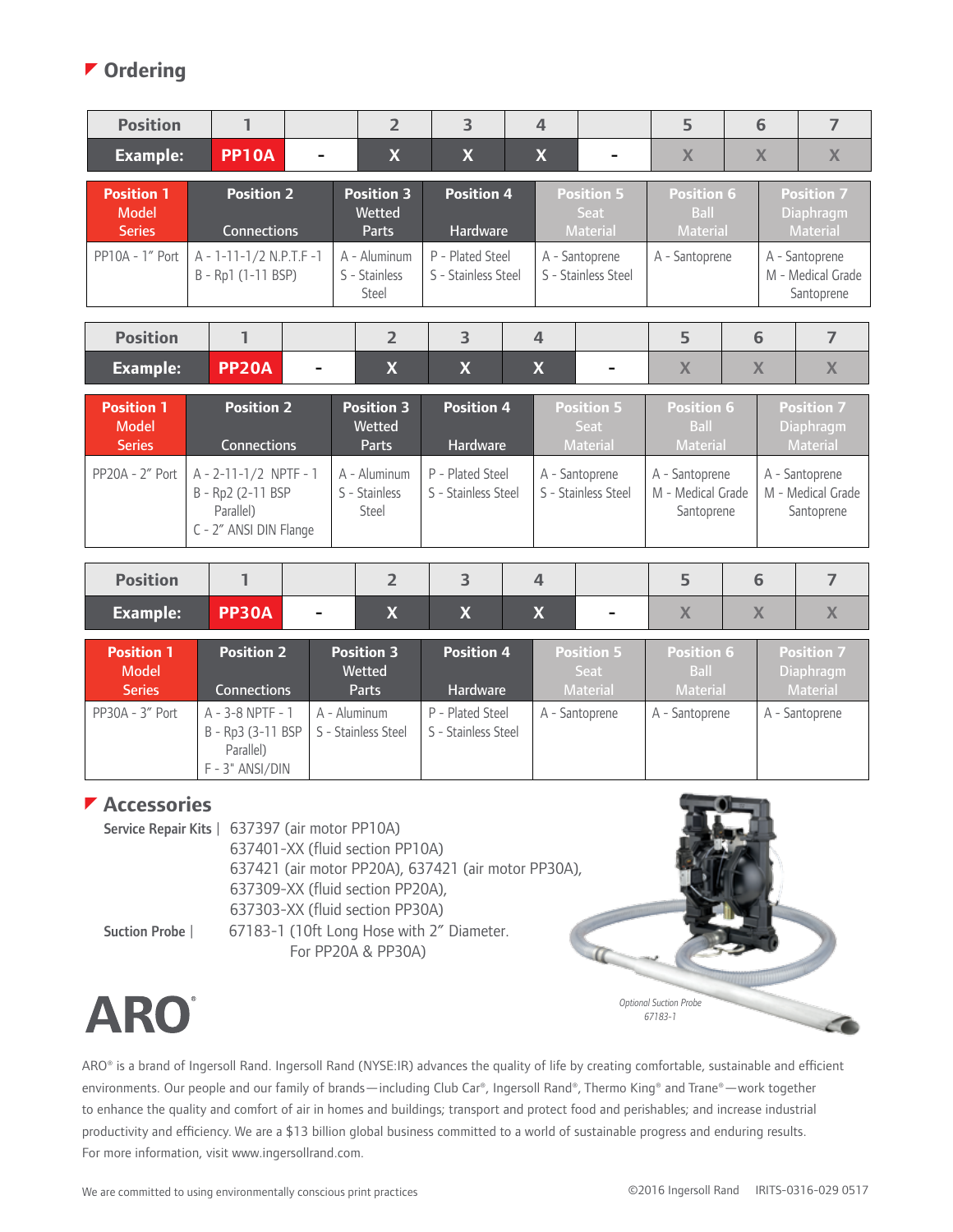## Ordering

| Position | 1 | | 2 | 3 | 4 | | 5 | 6 | 7 |
|---|---|---|---|---|---|---|---|---|---|
| **Example:** | **PP10A** | - | X | X | X | - | X | X | X |

| Position 1 Model Series | Position 2 Connections | Position 3 Wetted Parts | Position 4 Hardware | Position 5 Seat Material | Position 6 Ball Material | Position 7 Diaphragm Material |
|---|---|---|---|---|---|---|
| PP10A - 1" Port | A - 1-11-1/2 N.P.T.F -1<br>B - Rp1 (1-11 BSP) | A - Aluminum<br>S - Stainless Steel | P - Plated Steel<br>S - Stainless Steel | A - Santoprene<br>S - Stainless Steel | A - Santoprene | A - Santoprene<br>M - Medical Grade Santoprene |

| Position | 1 | | 2 | 3 | 4 | | 5 | 6 | 7 |
|---|---|---|---|---|---|---|---|---|---|
| **Example:** | **PP20A** | - | X | X | X | - | X | X | X |

| Position 1 Model Series | Position 2 Connections | Position 3 Wetted Parts | Position 4 Hardware | Position 5 Seat Material | Position 6 Ball Material | Position 7 Diaphragm Material |
|---|---|---|---|---|---|---|
| PP20A - 2" Port | A - 2-11-1/2 NPTF - 1<br>B - Rp2 (2-11 BSP Parallel)<br>C - 2" ANSI DIN Flange | A - Aluminum<br>S - Stainless Steel | P - Plated Steel<br>S - Stainless Steel | A - Santoprene<br>S - Stainless Steel | A - Santoprene<br>M - Medical Grade Santoprene | A - Santoprene<br>M - Medical Grade Santoprene |

| Position | 1 | | 2 | 3 | 4 | | 5 | 6 | 7 |
|---|---|---|---|---|---|---|---|---|---|
| **Example:** | **PP30A** | - | X | X | X | - | X | X | X |

| Position 1 Model Series | Position 2 Connections | Position 3 Wetted Parts | Position 4 Hardware | Position 5 Seat Material | Position 6 Ball Material | Position 7 Diaphragm Material |
|---|---|---|---|---|---|---|
| PP30A - 3" Port | A - 3-8 NPTF - 1<br>B - Rp3 (3-11 BSP Parallel)<br>F - 3" ANSI/DIN | A - Aluminum<br>S - Stainless Steel | P - Plated Steel<br>S - Stainless Steel | A - Santoprene | A - Santoprene | A - Santoprene |

## Accessories

**Service Repair Kits** | 637397 (air motor PP10A)
637401-XX (fluid section PP10A)
637421 (air motor PP20A), 637421 (air motor PP30A),
637309-XX (fluid section PP20A),
637303-XX (fluid section PP30A)

**Suction Probe** | 67183-1 (10ft Long Hose with 2" Diameter. For PP20A & PP30A)

*Optional Suction Probe 67183-1*

**ARO®**

ARO® is a brand of Ingersoll Rand. Ingersoll Rand (NYSE:IR) advances the quality of life by creating comfortable, sustainable and efficient environments. Our people and our family of brands—including Club Car®, Ingersoll Rand®, Thermo King® and Trane®—work together to enhance the quality and comfort of air in homes and buildings; transport and protect food and perishables; and increase industrial productivity and efficiency. We are a $13 billion global business committed to a world of sustainable progress and enduring results. For more information, visit www.ingersollrand.com.

We are committed to using environmentally conscious print practices

©2016 Ingersoll Rand IRITS-0316-029 0517